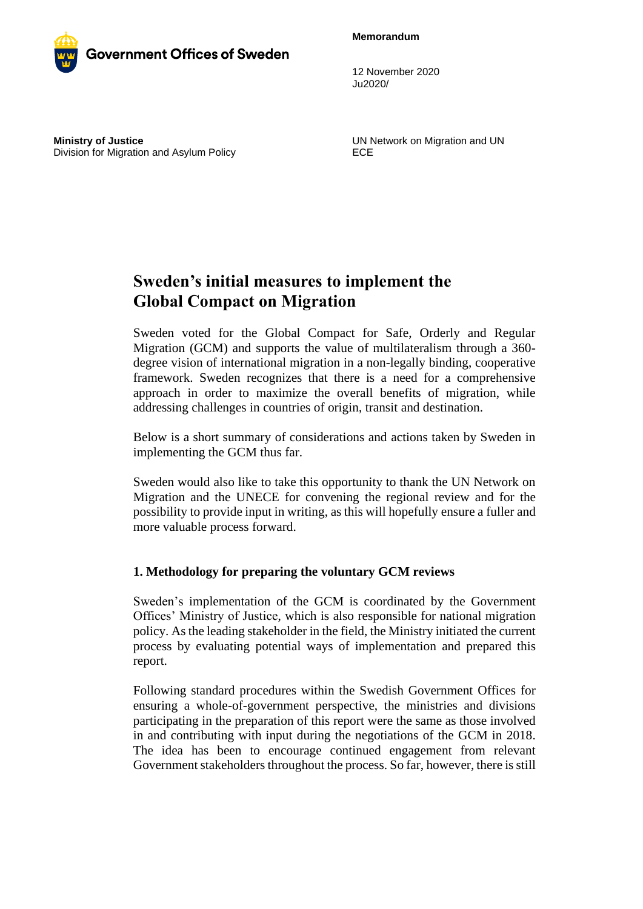Government Offices of Sweden

**Memorandum**

12 November 2020
Ju2020/

**Ministry of Justice**
Division for Migration and Asylum Policy

UN Network on Migration and UN ECE

# Sweden's initial measures to implement the Global Compact on Migration

Sweden voted for the Global Compact for Safe, Orderly and Regular Migration (GCM) and supports the value of multilateralism through a 360-degree vision of international migration in a non-legally binding, cooperative framework. Sweden recognizes that there is a need for a comprehensive approach in order to maximize the overall benefits of migration, while addressing challenges in countries of origin, transit and destination.

Below is a short summary of considerations and actions taken by Sweden in implementing the GCM thus far.

Sweden would also like to take this opportunity to thank the UN Network on Migration and the UNECE for convening the regional review and for the possibility to provide input in writing, as this will hopefully ensure a fuller and more valuable process forward.

## 1. Methodology for preparing the voluntary GCM reviews

Sweden's implementation of the GCM is coordinated by the Government Offices' Ministry of Justice, which is also responsible for national migration policy. As the leading stakeholder in the field, the Ministry initiated the current process by evaluating potential ways of implementation and prepared this report.

Following standard procedures within the Swedish Government Offices for ensuring a whole-of-government perspective, the ministries and divisions participating in the preparation of this report were the same as those involved in and contributing with input during the negotiations of the GCM in 2018. The idea has been to encourage continued engagement from relevant Government stakeholders throughout the process. So far, however, there is still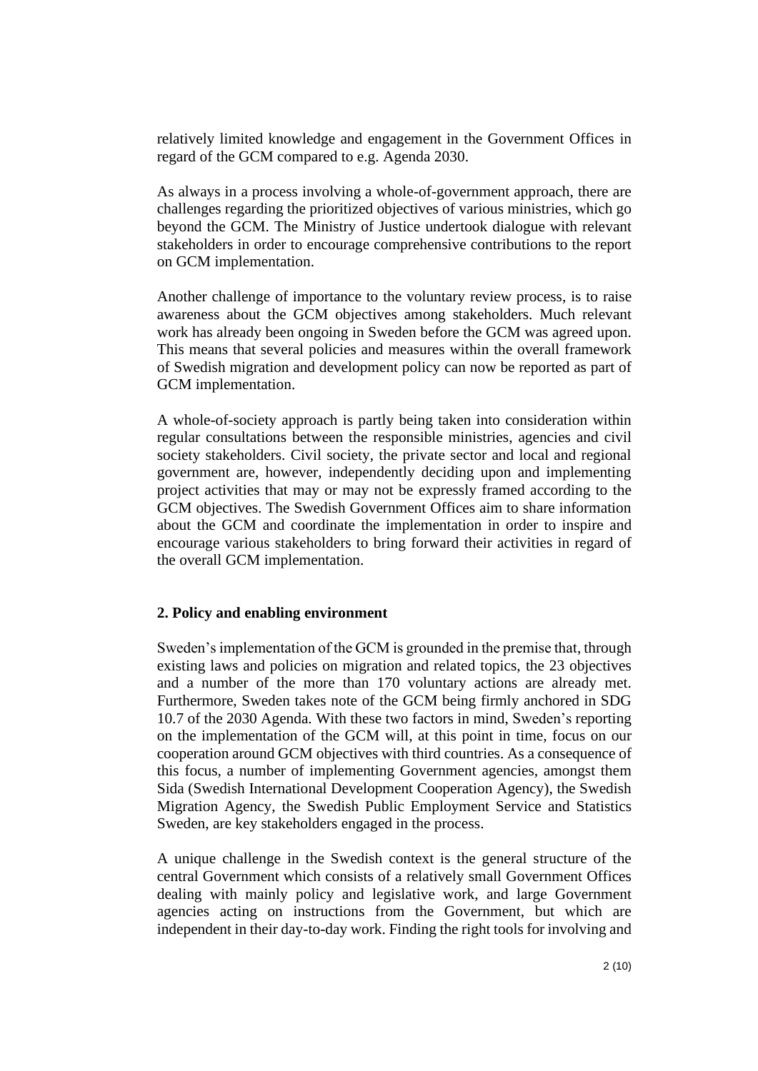relatively limited knowledge and engagement in the Government Offices in regard of the GCM compared to e.g. Agenda 2030.

As always in a process involving a whole-of-government approach, there are challenges regarding the prioritized objectives of various ministries, which go beyond the GCM. The Ministry of Justice undertook dialogue with relevant stakeholders in order to encourage comprehensive contributions to the report on GCM implementation.

Another challenge of importance to the voluntary review process, is to raise awareness about the GCM objectives among stakeholders. Much relevant work has already been ongoing in Sweden before the GCM was agreed upon. This means that several policies and measures within the overall framework of Swedish migration and development policy can now be reported as part of GCM implementation.

A whole-of-society approach is partly being taken into consideration within regular consultations between the responsible ministries, agencies and civil society stakeholders. Civil society, the private sector and local and regional government are, however, independently deciding upon and implementing project activities that may or may not be expressly framed according to the GCM objectives. The Swedish Government Offices aim to share information about the GCM and coordinate the implementation in order to inspire and encourage various stakeholders to bring forward their activities in regard of the overall GCM implementation.

## 2. Policy and enabling environment

Sweden's implementation of the GCM is grounded in the premise that, through existing laws and policies on migration and related topics, the 23 objectives and a number of the more than 170 voluntary actions are already met. Furthermore, Sweden takes note of the GCM being firmly anchored in SDG 10.7 of the 2030 Agenda. With these two factors in mind, Sweden's reporting on the implementation of the GCM will, at this point in time, focus on our cooperation around GCM objectives with third countries. As a consequence of this focus, a number of implementing Government agencies, amongst them Sida (Swedish International Development Cooperation Agency), the Swedish Migration Agency, the Swedish Public Employment Service and Statistics Sweden, are key stakeholders engaged in the process.

A unique challenge in the Swedish context is the general structure of the central Government which consists of a relatively small Government Offices dealing with mainly policy and legislative work, and large Government agencies acting on instructions from the Government, but which are independent in their day-to-day work. Finding the right tools for involving and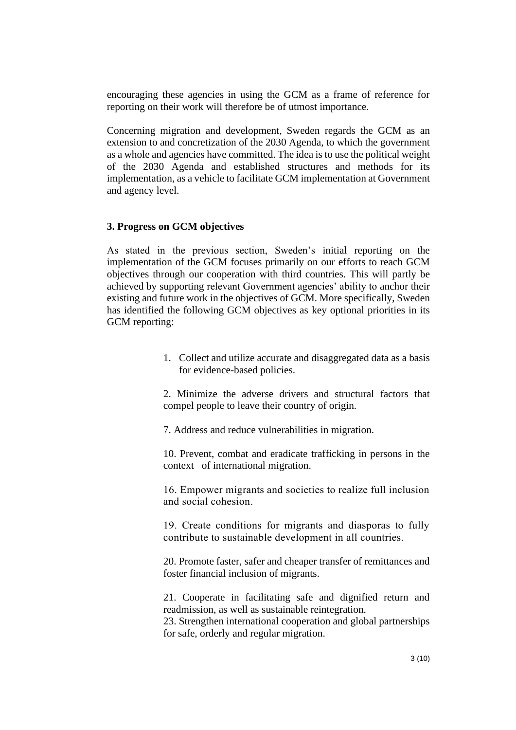encouraging these agencies in using the GCM as a frame of reference for reporting on their work will therefore be of utmost importance.

Concerning migration and development, Sweden regards the GCM as an extension to and concretization of the 2030 Agenda, to which the government as a whole and agencies have committed. The idea is to use the political weight of the 2030 Agenda and established structures and methods for its implementation, as a vehicle to facilitate GCM implementation at Government and agency level.

### 3. Progress on GCM objectives

As stated in the previous section, Sweden's initial reporting on the implementation of the GCM focuses primarily on our efforts to reach GCM objectives through our cooperation with third countries. This will partly be achieved by supporting relevant Government agencies' ability to anchor their existing and future work in the objectives of GCM. More specifically, Sweden has identified the following GCM objectives as key optional priorities in its GCM reporting:

1. Collect and utilize accurate and disaggregated data as a basis for evidence-based policies.

2. Minimize the adverse drivers and structural factors that compel people to leave their country of origin.

7. Address and reduce vulnerabilities in migration.

10. Prevent, combat and eradicate trafficking in persons in the context of international migration.

16. Empower migrants and societies to realize full inclusion and social cohesion.

19. Create conditions for migrants and diasporas to fully contribute to sustainable development in all countries.

20. Promote faster, safer and cheaper transfer of remittances and foster financial inclusion of migrants.

21. Cooperate in facilitating safe and dignified return and readmission, as well as sustainable reintegration.

23. Strengthen international cooperation and global partnerships for safe, orderly and regular migration.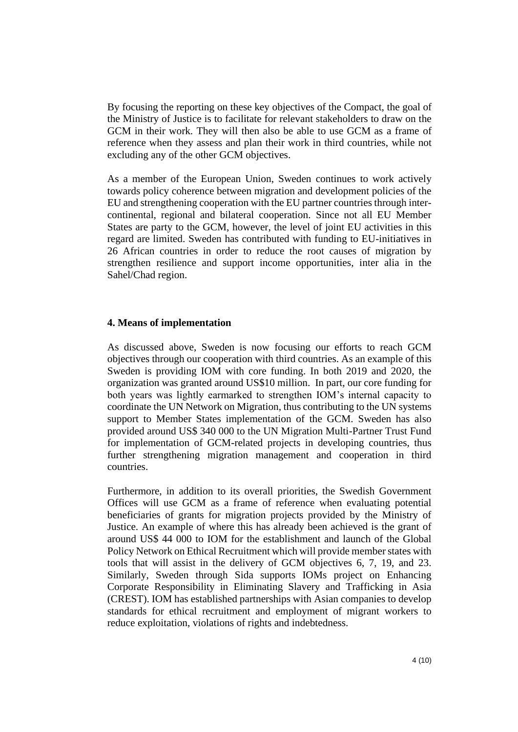By focusing the reporting on these key objectives of the Compact, the goal of the Ministry of Justice is to facilitate for relevant stakeholders to draw on the GCM in their work. They will then also be able to use GCM as a frame of reference when they assess and plan their work in third countries, while not excluding any of the other GCM objectives.

As a member of the European Union, Sweden continues to work actively towards policy coherence between migration and development policies of the EU and strengthening cooperation with the EU partner countries through inter-continental, regional and bilateral cooperation. Since not all EU Member States are party to the GCM, however, the level of joint EU activities in this regard are limited. Sweden has contributed with funding to EU-initiatives in 26 African countries in order to reduce the root causes of migration by strengthen resilience and support income opportunities, inter alia in the Sahel/Chad region.

**4. Means of implementation**

As discussed above, Sweden is now focusing our efforts to reach GCM objectives through our cooperation with third countries. As an example of this Sweden is providing IOM with core funding. In both 2019 and 2020, the organization was granted around US$10 million. In part, our core funding for both years was lightly earmarked to strengthen IOM's internal capacity to coordinate the UN Network on Migration, thus contributing to the UN systems support to Member States implementation of the GCM. Sweden has also provided around US$ 340 000 to the UN Migration Multi-Partner Trust Fund for implementation of GCM-related projects in developing countries, thus further strengthening migration management and cooperation in third countries.

Furthermore, in addition to its overall priorities, the Swedish Government Offices will use GCM as a frame of reference when evaluating potential beneficiaries of grants for migration projects provided by the Ministry of Justice. An example of where this has already been achieved is the grant of around US$ 44 000 to IOM for the establishment and launch of the Global Policy Network on Ethical Recruitment which will provide member states with tools that will assist in the delivery of GCM objectives 6, 7, 19, and 23. Similarly, Sweden through Sida supports IOMs project on Enhancing Corporate Responsibility in Eliminating Slavery and Trafficking in Asia (CREST). IOM has established partnerships with Asian companies to develop standards for ethical recruitment and employment of migrant workers to reduce exploitation, violations of rights and indebtedness.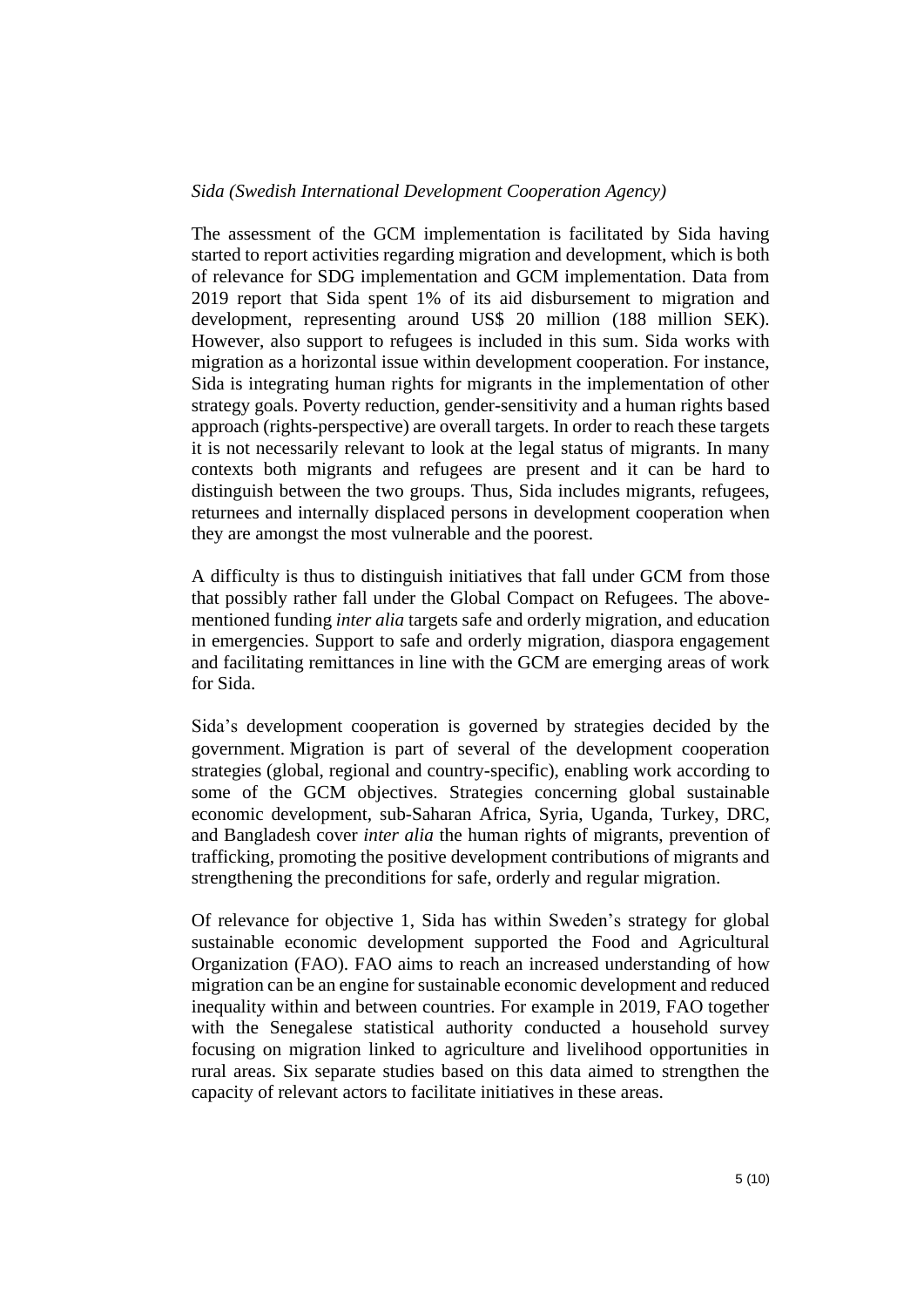*Sida (Swedish International Development Cooperation Agency)*

The assessment of the GCM implementation is facilitated by Sida having started to report activities regarding migration and development, which is both of relevance for SDG implementation and GCM implementation. Data from 2019 report that Sida spent 1% of its aid disbursement to migration and development, representing around US$ 20 million (188 million SEK). However, also support to refugees is included in this sum. Sida works with migration as a horizontal issue within development cooperation. For instance, Sida is integrating human rights for migrants in the implementation of other strategy goals. Poverty reduction, gender-sensitivity and a human rights based approach (rights-perspective) are overall targets. In order to reach these targets it is not necessarily relevant to look at the legal status of migrants. In many contexts both migrants and refugees are present and it can be hard to distinguish between the two groups. Thus, Sida includes migrants, refugees, returnees and internally displaced persons in development cooperation when they are amongst the most vulnerable and the poorest.

A difficulty is thus to distinguish initiatives that fall under GCM from those that possibly rather fall under the Global Compact on Refugees. The above-mentioned funding *inter alia* targets safe and orderly migration, and education in emergencies. Support to safe and orderly migration, diaspora engagement and facilitating remittances in line with the GCM are emerging areas of work for Sida.

Sida's development cooperation is governed by strategies decided by the government. Migration is part of several of the development cooperation strategies (global, regional and country-specific), enabling work according to some of the GCM objectives. Strategies concerning global sustainable economic development, sub-Saharan Africa, Syria, Uganda, Turkey, DRC, and Bangladesh cover *inter alia* the human rights of migrants, prevention of trafficking, promoting the positive development contributions of migrants and strengthening the preconditions for safe, orderly and regular migration.

Of relevance for objective 1, Sida has within Sweden's strategy for global sustainable economic development supported the Food and Agricultural Organization (FAO). FAO aims to reach an increased understanding of how migration can be an engine for sustainable economic development and reduced inequality within and between countries. For example in 2019, FAO together with the Senegalese statistical authority conducted a household survey focusing on migration linked to agriculture and livelihood opportunities in rural areas. Six separate studies based on this data aimed to strengthen the capacity of relevant actors to facilitate initiatives in these areas.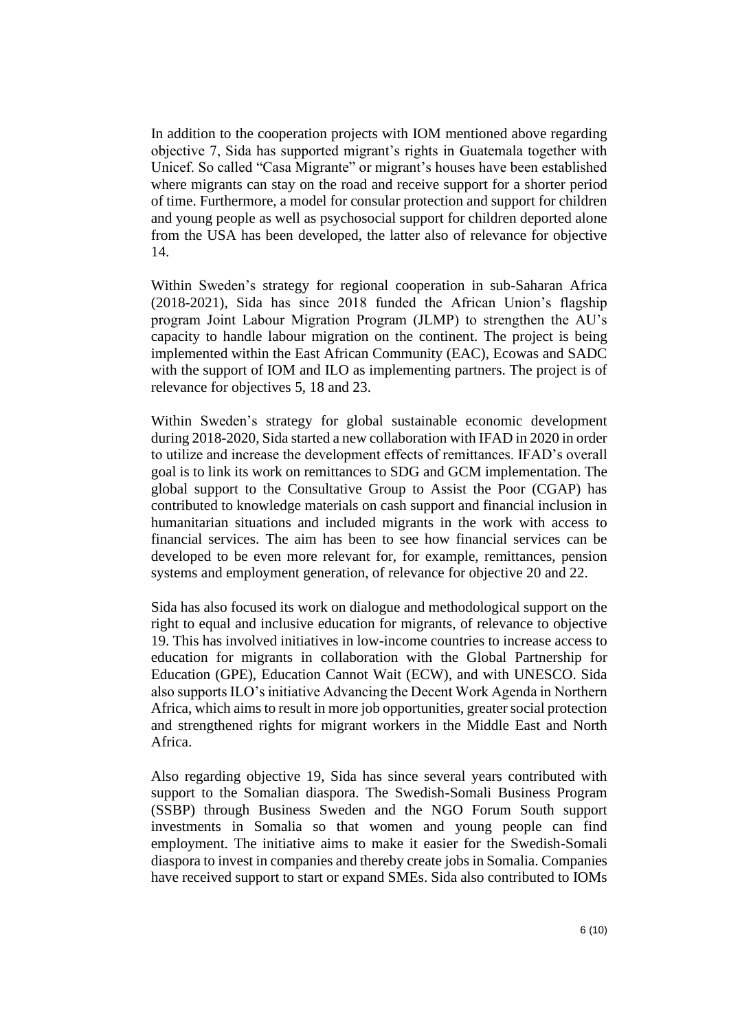In addition to the cooperation projects with IOM mentioned above regarding objective 7, Sida has supported migrant's rights in Guatemala together with Unicef. So called "Casa Migrante" or migrant's houses have been established where migrants can stay on the road and receive support for a shorter period of time. Furthermore, a model for consular protection and support for children and young people as well as psychosocial support for children deported alone from the USA has been developed, the latter also of relevance for objective 14.

Within Sweden's strategy for regional cooperation in sub-Saharan Africa (2018-2021), Sida has since 2018 funded the African Union's flagship program Joint Labour Migration Program (JLMP) to strengthen the AU's capacity to handle labour migration on the continent. The project is being implemented within the East African Community (EAC), Ecowas and SADC with the support of IOM and ILO as implementing partners. The project is of relevance for objectives 5, 18 and 23.

Within Sweden's strategy for global sustainable economic development during 2018-2020, Sida started a new collaboration with IFAD in 2020 in order to utilize and increase the development effects of remittances. IFAD's overall goal is to link its work on remittances to SDG and GCM implementation. The global support to the Consultative Group to Assist the Poor (CGAP) has contributed to knowledge materials on cash support and financial inclusion in humanitarian situations and included migrants in the work with access to financial services. The aim has been to see how financial services can be developed to be even more relevant for, for example, remittances, pension systems and employment generation, of relevance for objective 20 and 22.

Sida has also focused its work on dialogue and methodological support on the right to equal and inclusive education for migrants, of relevance to objective 19. This has involved initiatives in low-income countries to increase access to education for migrants in collaboration with the Global Partnership for Education (GPE), Education Cannot Wait (ECW), and with UNESCO. Sida also supports ILO's initiative Advancing the Decent Work Agenda in Northern Africa, which aims to result in more job opportunities, greater social protection and strengthened rights for migrant workers in the Middle East and North Africa.

Also regarding objective 19, Sida has since several years contributed with support to the Somalian diaspora. The Swedish-Somali Business Program (SSBP) through Business Sweden and the NGO Forum South support investments in Somalia so that women and young people can find employment. The initiative aims to make it easier for the Swedish-Somali diaspora to invest in companies and thereby create jobs in Somalia. Companies have received support to start or expand SMEs. Sida also contributed to IOMs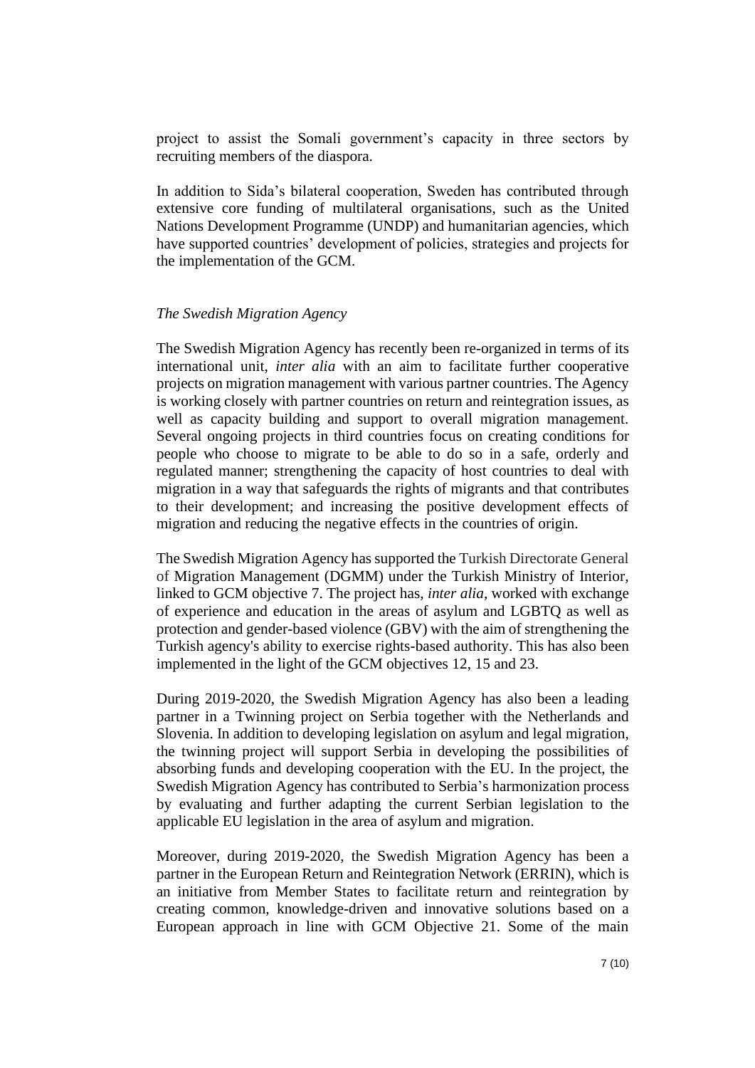project to assist the Somali government's capacity in three sectors by recruiting members of the diaspora.

In addition to Sida's bilateral cooperation, Sweden has contributed through extensive core funding of multilateral organisations, such as the United Nations Development Programme (UNDP) and humanitarian agencies, which have supported countries' development of policies, strategies and projects for the implementation of the GCM.

*The Swedish Migration Agency*

The Swedish Migration Agency has recently been re-organized in terms of its international unit, *inter alia* with an aim to facilitate further cooperative projects on migration management with various partner countries. The Agency is working closely with partner countries on return and reintegration issues, as well as capacity building and support to overall migration management. Several ongoing projects in third countries focus on creating conditions for people who choose to migrate to be able to do so in a safe, orderly and regulated manner; strengthening the capacity of host countries to deal with migration in a way that safeguards the rights of migrants and that contributes to their development; and increasing the positive development effects of migration and reducing the negative effects in the countries of origin.

The Swedish Migration Agency has supported the Turkish Directorate General of Migration Management (DGMM) under the Turkish Ministry of Interior, linked to GCM objective 7. The project has, *inter alia*, worked with exchange of experience and education in the areas of asylum and LGBTQ as well as protection and gender-based violence (GBV) with the aim of strengthening the Turkish agency's ability to exercise rights-based authority. This has also been implemented in the light of the GCM objectives 12, 15 and 23.

During 2019-2020, the Swedish Migration Agency has also been a leading partner in a Twinning project on Serbia together with the Netherlands and Slovenia. In addition to developing legislation on asylum and legal migration, the twinning project will support Serbia in developing the possibilities of absorbing funds and developing cooperation with the EU. In the project, the Swedish Migration Agency has contributed to Serbia's harmonization process by evaluating and further adapting the current Serbian legislation to the applicable EU legislation in the area of asylum and migration.

Moreover, during 2019-2020, the Swedish Migration Agency has been a partner in the European Return and Reintegration Network (ERRIN), which is an initiative from Member States to facilitate return and reintegration by creating common, knowledge-driven and innovative solutions based on a European approach in line with GCM Objective 21. Some of the main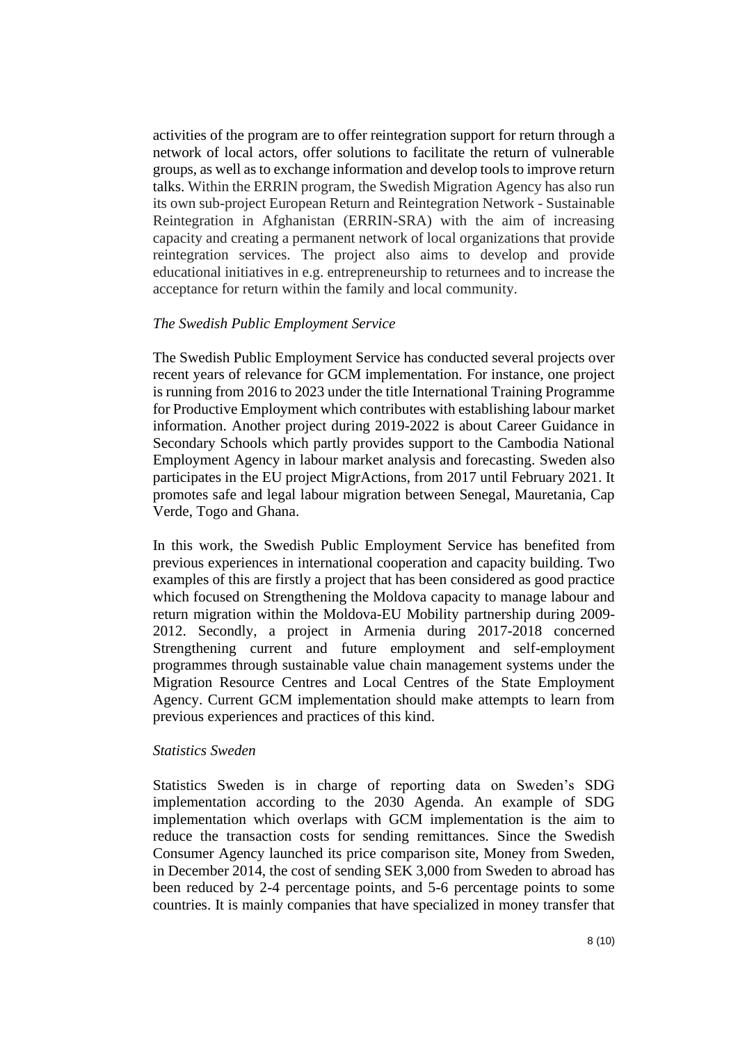activities of the program are to offer reintegration support for return through a network of local actors, offer solutions to facilitate the return of vulnerable groups, as well as to exchange information and develop tools to improve return talks. Within the ERRIN program, the Swedish Migration Agency has also run its own sub-project European Return and Reintegration Network - Sustainable Reintegration in Afghanistan (ERRIN-SRA) with the aim of increasing capacity and creating a permanent network of local organizations that provide reintegration services. The project also aims to develop and provide educational initiatives in e.g. entrepreneurship to returnees and to increase the acceptance for return within the family and local community.

*The Swedish Public Employment Service*

The Swedish Public Employment Service has conducted several projects over recent years of relevance for GCM implementation. For instance, one project is running from 2016 to 2023 under the title International Training Programme for Productive Employment which contributes with establishing labour market information. Another project during 2019-2022 is about Career Guidance in Secondary Schools which partly provides support to the Cambodia National Employment Agency in labour market analysis and forecasting. Sweden also participates in the EU project MigrActions, from 2017 until February 2021. It promotes safe and legal labour migration between Senegal, Mauretania, Cap Verde, Togo and Ghana.

In this work, the Swedish Public Employment Service has benefited from previous experiences in international cooperation and capacity building. Two examples of this are firstly a project that has been considered as good practice which focused on Strengthening the Moldova capacity to manage labour and return migration within the Moldova-EU Mobility partnership during 2009-2012. Secondly, a project in Armenia during 2017-2018 concerned Strengthening current and future employment and self-employment programmes through sustainable value chain management systems under the Migration Resource Centres and Local Centres of the State Employment Agency. Current GCM implementation should make attempts to learn from previous experiences and practices of this kind.

*Statistics Sweden*

Statistics Sweden is in charge of reporting data on Sweden's SDG implementation according to the 2030 Agenda. An example of SDG implementation which overlaps with GCM implementation is the aim to reduce the transaction costs for sending remittances. Since the Swedish Consumer Agency launched its price comparison site, Money from Sweden, in December 2014, the cost of sending SEK 3,000 from Sweden to abroad has been reduced by 2-4 percentage points, and 5-6 percentage points to some countries. It is mainly companies that have specialized in money transfer that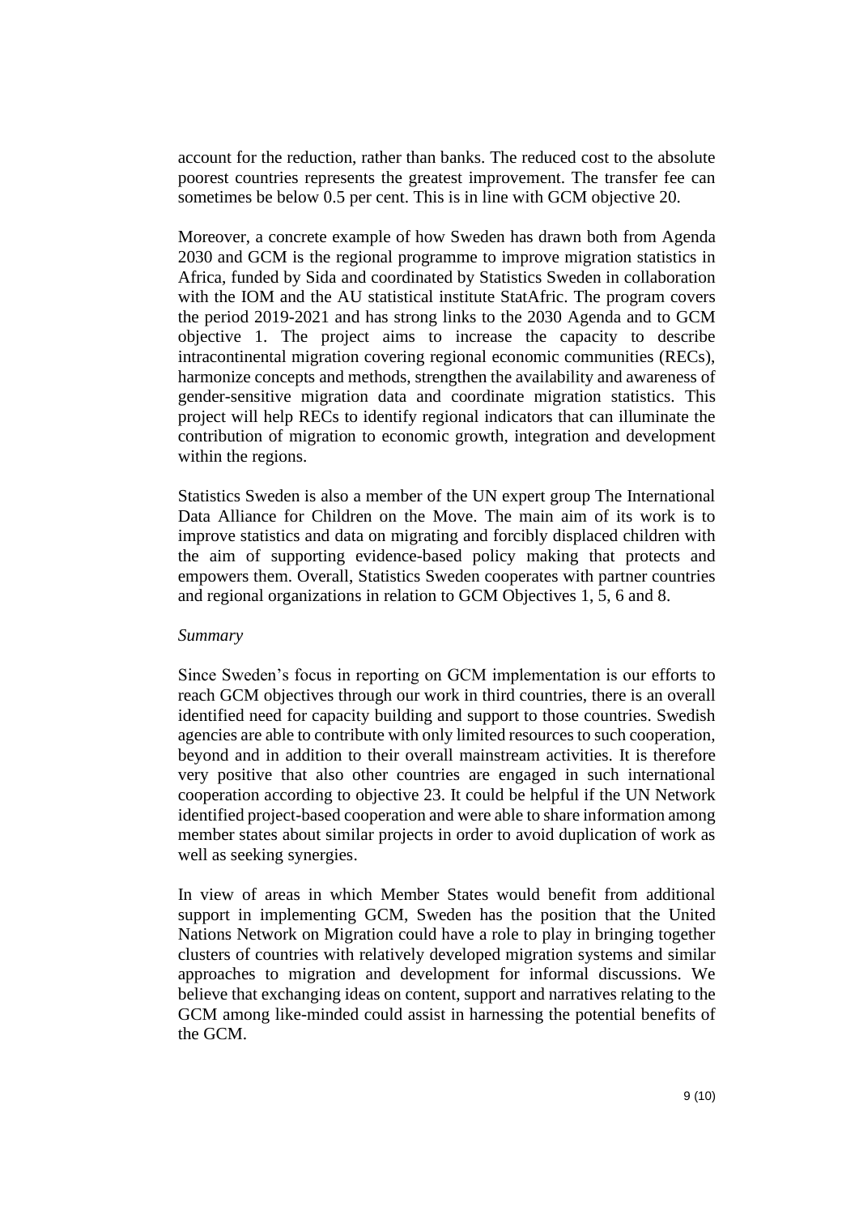account for the reduction, rather than banks. The reduced cost to the absolute poorest countries represents the greatest improvement. The transfer fee can sometimes be below 0.5 per cent. This is in line with GCM objective 20.

Moreover, a concrete example of how Sweden has drawn both from Agenda 2030 and GCM is the regional programme to improve migration statistics in Africa, funded by Sida and coordinated by Statistics Sweden in collaboration with the IOM and the AU statistical institute StatAfric. The program covers the period 2019-2021 and has strong links to the 2030 Agenda and to GCM objective 1. The project aims to increase the capacity to describe intracontinental migration covering regional economic communities (RECs), harmonize concepts and methods, strengthen the availability and awareness of gender-sensitive migration data and coordinate migration statistics. This project will help RECs to identify regional indicators that can illuminate the contribution of migration to economic growth, integration and development within the regions.

Statistics Sweden is also a member of the UN expert group The International Data Alliance for Children on the Move. The main aim of its work is to improve statistics and data on migrating and forcibly displaced children with the aim of supporting evidence-based policy making that protects and empowers them. Overall, Statistics Sweden cooperates with partner countries and regional organizations in relation to GCM Objectives 1, 5, 6 and 8.

*Summary*

Since Sweden's focus in reporting on GCM implementation is our efforts to reach GCM objectives through our work in third countries, there is an overall identified need for capacity building and support to those countries. Swedish agencies are able to contribute with only limited resources to such cooperation, beyond and in addition to their overall mainstream activities. It is therefore very positive that also other countries are engaged in such international cooperation according to objective 23. It could be helpful if the UN Network identified project-based cooperation and were able to share information among member states about similar projects in order to avoid duplication of work as well as seeking synergies.

In view of areas in which Member States would benefit from additional support in implementing GCM, Sweden has the position that the United Nations Network on Migration could have a role to play in bringing together clusters of countries with relatively developed migration systems and similar approaches to migration and development for informal discussions. We believe that exchanging ideas on content, support and narratives relating to the GCM among like-minded could assist in harnessing the potential benefits of the GCM.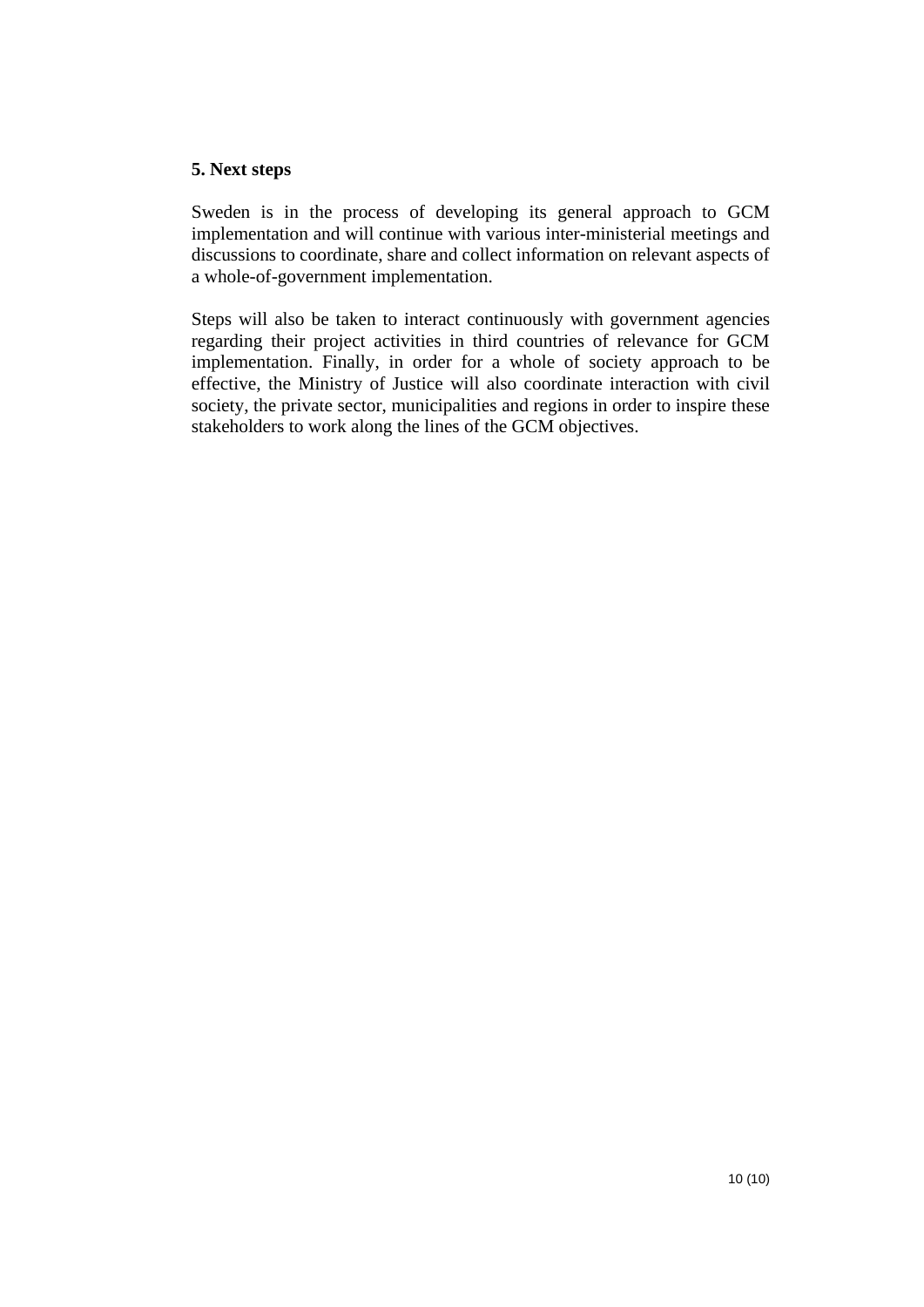## 5. Next steps

Sweden is in the process of developing its general approach to GCM implementation and will continue with various inter-ministerial meetings and discussions to coordinate, share and collect information on relevant aspects of a whole-of-government implementation.

Steps will also be taken to interact continuously with government agencies regarding their project activities in third countries of relevance for GCM implementation. Finally, in order for a whole of society approach to be effective, the Ministry of Justice will also coordinate interaction with civil society, the private sector, municipalities and regions in order to inspire these stakeholders to work along the lines of the GCM objectives.